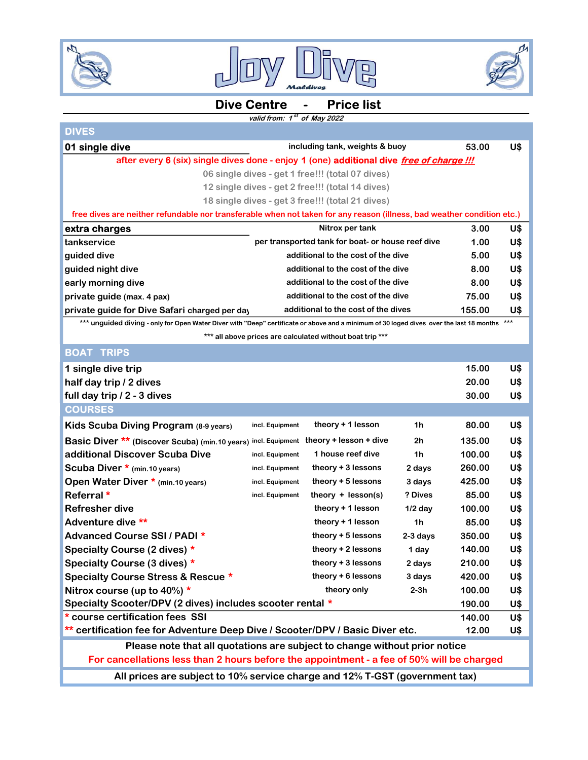# Joy Dive Maldives

## Dive Centre - Price list

*valid from: 1st of May 2022*

### DIVES

| | | | |
|---|---|---|---|
| **01 single dive** | including tank, weights & buoy | 53.00 | U$ |

after every 6 (six) single dives done - enjoy 1 (one) additional dive ***free of charge !!!***

06 single dives - get 1 free!!! (total 07 dives)
12 single dives - get 2 free!!! (total 14 dives)
18 single dives - get 3 free!!! (total 21 dives)

free dives are neither refundable nor transferable when not taken for any reason (illness, bad weather condition etc.)

| | | | |
|---|---|---|---|
| **extra charges** | Nitrox per tank | 3.00 | U$ |
| tankservice | per transported tank for boat- or house reef dive | 1.00 | U$ |
| guided dive | additional to the cost of the dive | 5.00 | U$ |
| guided night dive | additional to the cost of the dive | 8.00 | U$ |
| early morning dive | additional to the cost of the dive | 8.00 | U$ |
| private guide (max. 4 pax) | additional to the cost of the dive | 75.00 | U$ |
| private guide for Dive Safari charged per day | additional to the cost of the dives | 155.00 | U$ |

\*\*\* unguided diving - only for Open Water Diver with "Deep" certificate or above and a minimum of 30 loged dives over the last 18 months \*\*\*

\*\*\* all above prices are calculated without boat trip \*\*\*

### BOAT TRIPS

| | | |
|---|---|---|
| 1 single dive trip | 15.00 | U$ |
| half day trip / 2 dives | 20.00 | U$ |
| full day trip / 2 - 3 dives | 30.00 | U$ |

### COURSES

| Course | Equipment | Content | Duration | Price | |
|---|---|---|---|---|---|
| Kids Scuba Diving Program (8-9 years) | incl. Equipment | theory + 1 lesson | 1h | 80.00 | U$ |
| Basic Diver ** (Discover Scuba) (min.10 years) | incl. Equipment | theory + lesson + dive | 2h | 135.00 | U$ |
| additional Discover Scuba Dive | incl. Equipment | 1 house reef dive | 1h | 100.00 | U$ |
| Scuba Diver * (min.10 years) | incl. Equipment | theory + 3 lessons | 2 days | 260.00 | U$ |
| Open Water Diver * (min.10 years) | incl. Equipment | theory + 5 lessons | 3 days | 425.00 | U$ |
| Referral * | incl. Equipment | theory + lesson(s) | ? Dives | 85.00 | U$ |
| Refresher dive | | theory + 1 lesson | 1/2 day | 100.00 | U$ |
| Adventure dive ** | | theory + 1 lesson | 1h | 85.00 | U$ |
| Advanced Course SSI / PADI * | | theory + 5 lessons | 2-3 days | 350.00 | U$ |
| Specialty Course (2 dives) * | | theory + 2 lessons | 1 day | 140.00 | U$ |
| Specialty Course (3 dives) * | | theory + 3 lessons | 2 days | 210.00 | U$ |
| Specialty Course Stress & Rescue * | | theory + 6 lessons | 3 days | 420.00 | U$ |
| Nitrox course (up to 40%) * | | theory only | 2-3h | 100.00 | U$ |
| Specialty Scooter/DPV (2 dives) includes scooter rental * | | | | 190.00 | U$ |
| * course certification fees SSI | | | | 140.00 | U$ |
| ** certification fee for Adventure Deep Dive / Scooter/DPV / Basic Diver etc. | | | | 12.00 | U$ |

**Please note that all quotations are subject to change without prior notice**

**For cancellations less than 2 hours before the appointment - a fee of 50% will be charged**

**All prices are subject to 10% service charge and 12% T-GST (government tax)**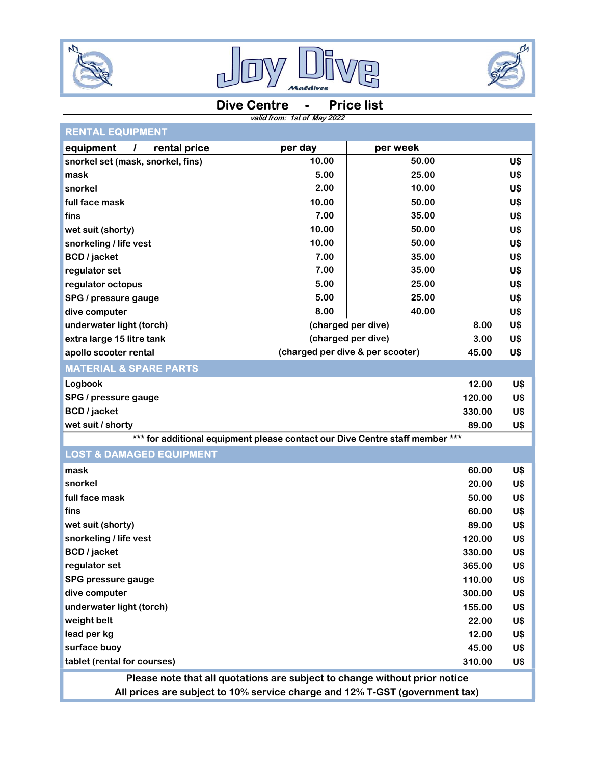# Joy Dive Maldives

## Dive Centre - Price list

*valid from: 1st of May 2022*

## RENTAL EQUIPMENT

| equipment / rental price | per day | per week | | |
|---|---|---|---|---|
| snorkel set (mask, snorkel, fins) | 10.00 | 50.00 | | U$ |
| mask | 5.00 | 25.00 | | U$ |
| snorkel | 2.00 | 10.00 | | U$ |
| full face mask | 10.00 | 50.00 | | U$ |
| fins | 7.00 | 35.00 | | U$ |
| wet suit (shorty) | 10.00 | 50.00 | | U$ |
| snorkeling / life vest | 10.00 | 50.00 | | U$ |
| BCD / jacket | 7.00 | 35.00 | | U$ |
| regulator set | 7.00 | 35.00 | | U$ |
| regulator octopus | 5.00 | 25.00 | | U$ |
| SPG / pressure gauge | 5.00 | 25.00 | | U$ |
| dive computer | 8.00 | 40.00 | | U$ |
| underwater light (torch) | (charged per dive) | | 8.00 | U$ |
| extra large 15 litre tank | (charged per dive) | | 3.00 | U$ |
| apollo scooter rental | (charged per dive & per scooter) | | 45.00 | U$ |

## MATERIAL & SPARE PARTS

| | | |
|---|---|---|
| Logbook | 12.00 | U$ |
| SPG / pressure gauge | 120.00 | U$ |
| BCD / jacket | 330.00 | U$ |
| wet suit / shorty | 89.00 | U$ |

*** for additional equipment please contact our Dive Centre staff member ***

## LOST & DAMAGED EQUIPMENT

| | | |
|---|---|---|
| mask | 60.00 | U$ |
| snorkel | 20.00 | U$ |
| full face mask | 50.00 | U$ |
| fins | 60.00 | U$ |
| wet suit (shorty) | 89.00 | U$ |
| snorkeling / life vest | 120.00 | U$ |
| BCD / jacket | 330.00 | U$ |
| regulator set | 365.00 | U$ |
| SPG pressure gauge | 110.00 | U$ |
| dive computer | 300.00 | U$ |
| underwater light (torch) | 155.00 | U$ |
| weight belt | 22.00 | U$ |
| lead per kg | 12.00 | U$ |
| surface buoy | 45.00 | U$ |
| tablet (rental for courses) | 310.00 | U$ |

Please note that all quotations are subject to change without prior notice

All prices are subject to 10% service charge and 12% T-GST (government tax)